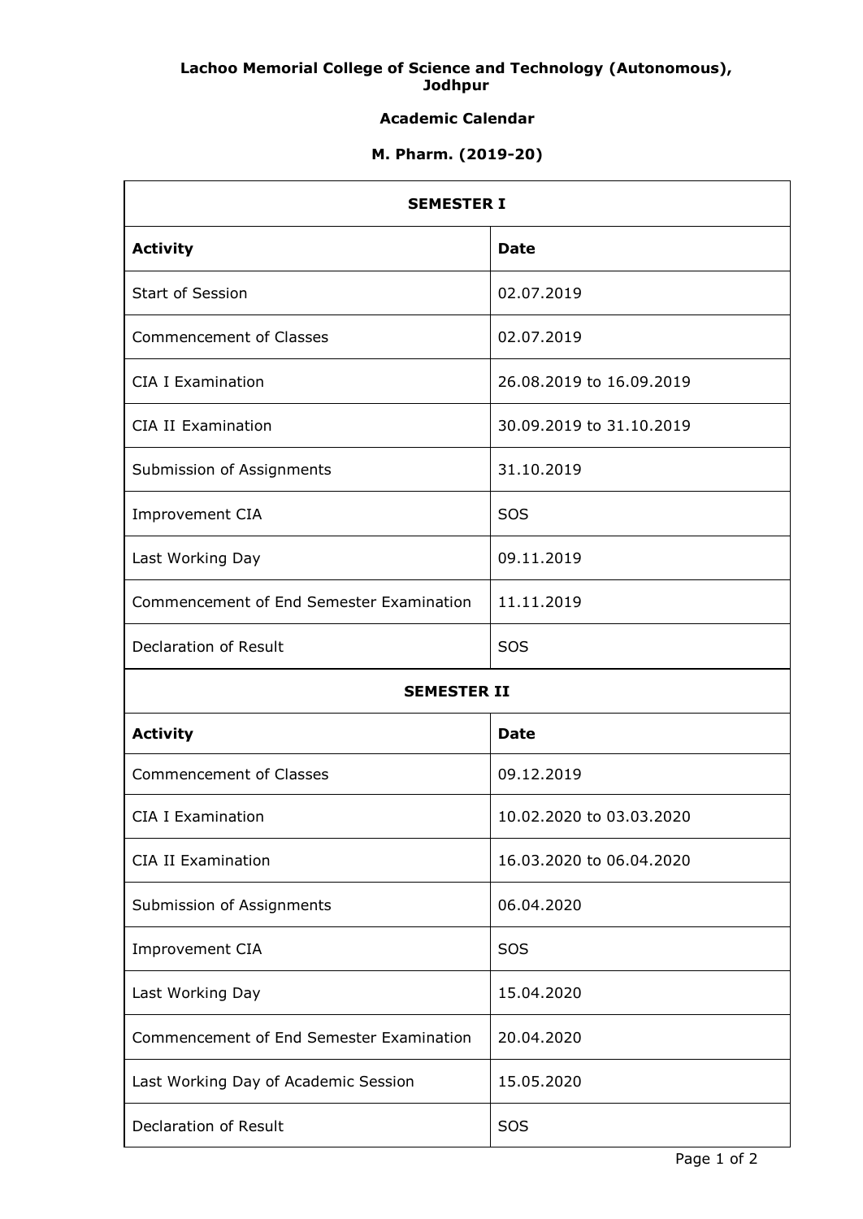**Lachoo Memorial College of Science and Technology (Autonomous), Jodhpur**

**Academic Calendar**

**M. Pharm. (2019-20)**

| SEMESTER I | |
|---|---|
| **Activity** | **Date** |
| Start of Session | 02.07.2019 |
| Commencement of Classes | 02.07.2019 |
| CIA I Examination | 26.08.2019 to 16.09.2019 |
| CIA II Examination | 30.09.2019 to 31.10.2019 |
| Submission of Assignments | 31.10.2019 |
| Improvement CIA | SOS |
| Last Working Day | 09.11.2019 |
| Commencement of End Semester Examination | 11.11.2019 |
| Declaration of Result | SOS |

| SEMESTER II | |
|---|---|
| **Activity** | **Date** |
| Commencement of Classes | 09.12.2019 |
| CIA I Examination | 10.02.2020 to 03.03.2020 |
| CIA II Examination | 16.03.2020 to 06.04.2020 |
| Submission of Assignments | 06.04.2020 |
| Improvement CIA | SOS |
| Last Working Day | 15.04.2020 |
| Commencement of End Semester Examination | 20.04.2020 |
| Last Working Day of Academic Session | 15.05.2020 |
| Declaration of Result | SOS |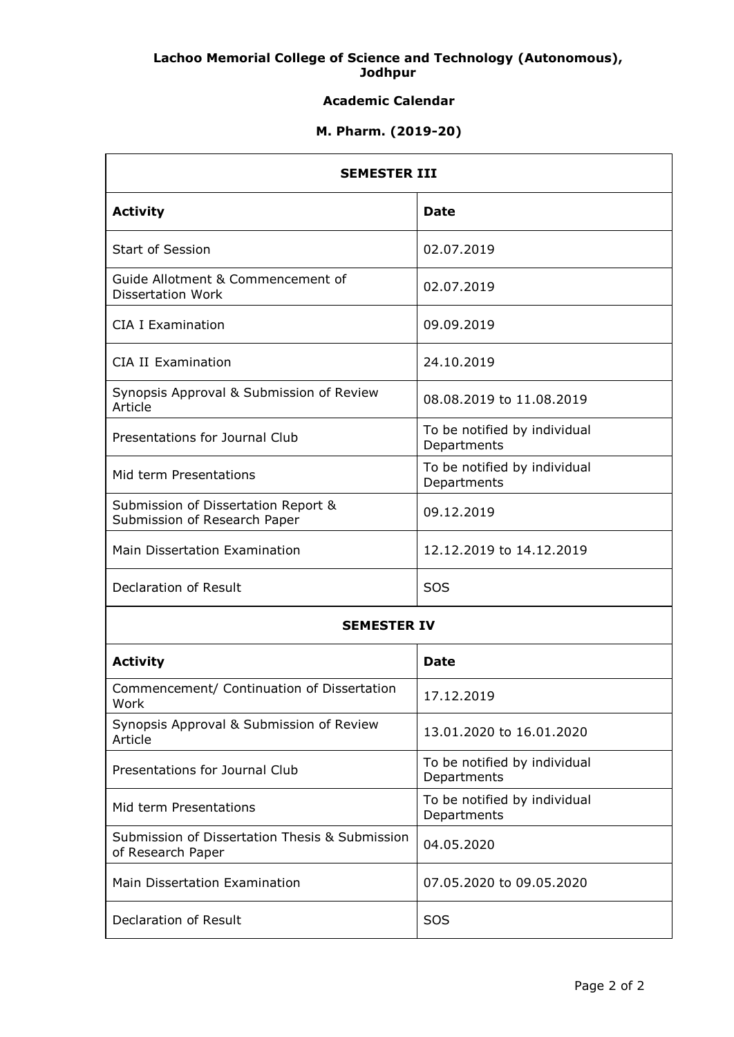**Lachoo Memorial College of Science and Technology (Autonomous), Jodhpur**

**Academic Calendar**

**M. Pharm. (2019-20)**

| **SEMESTER III** | |
|---|---|
| **Activity** | **Date** |
| Start of Session | 02.07.2019 |
| Guide Allotment & Commencement of Dissertation Work | 02.07.2019 |
| CIA I Examination | 09.09.2019 |
| CIA II Examination | 24.10.2019 |
| Synopsis Approval & Submission of Review Article | 08.08.2019 to 11.08.2019 |
| Presentations for Journal Club | To be notified by individual Departments |
| Mid term Presentations | To be notified by individual Departments |
| Submission of Dissertation Report & Submission of Research Paper | 09.12.2019 |
| Main Dissertation Examination | 12.12.2019 to 14.12.2019 |
| Declaration of Result | SOS |

| **SEMESTER IV** | |
|---|---|
| **Activity** | **Date** |
| Commencement/ Continuation of Dissertation Work | 17.12.2019 |
| Synopsis Approval & Submission of Review Article | 13.01.2020 to 16.01.2020 |
| Presentations for Journal Club | To be notified by individual Departments |
| Mid term Presentations | To be notified by individual Departments |
| Submission of Dissertation Thesis & Submission of Research Paper | 04.05.2020 |
| Main Dissertation Examination | 07.05.2020 to 09.05.2020 |
| Declaration of Result | SOS |